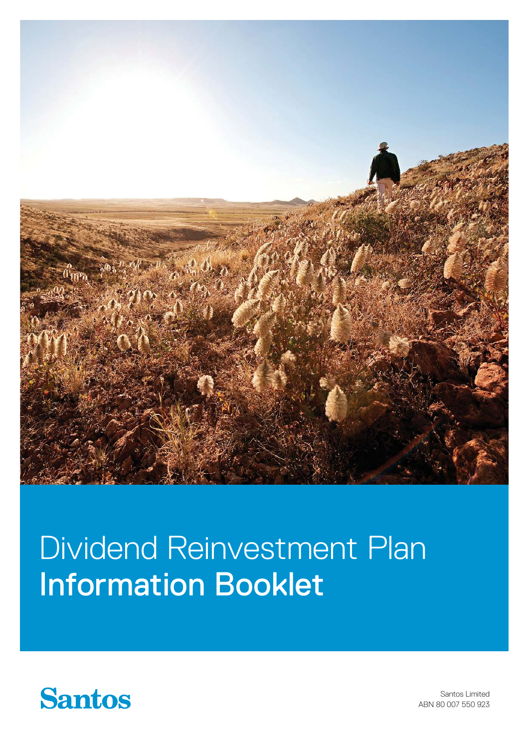# Dividend Reinvestment Plan
# Information Booklet

Santos

Santos Limited
ABN 80 007 550 923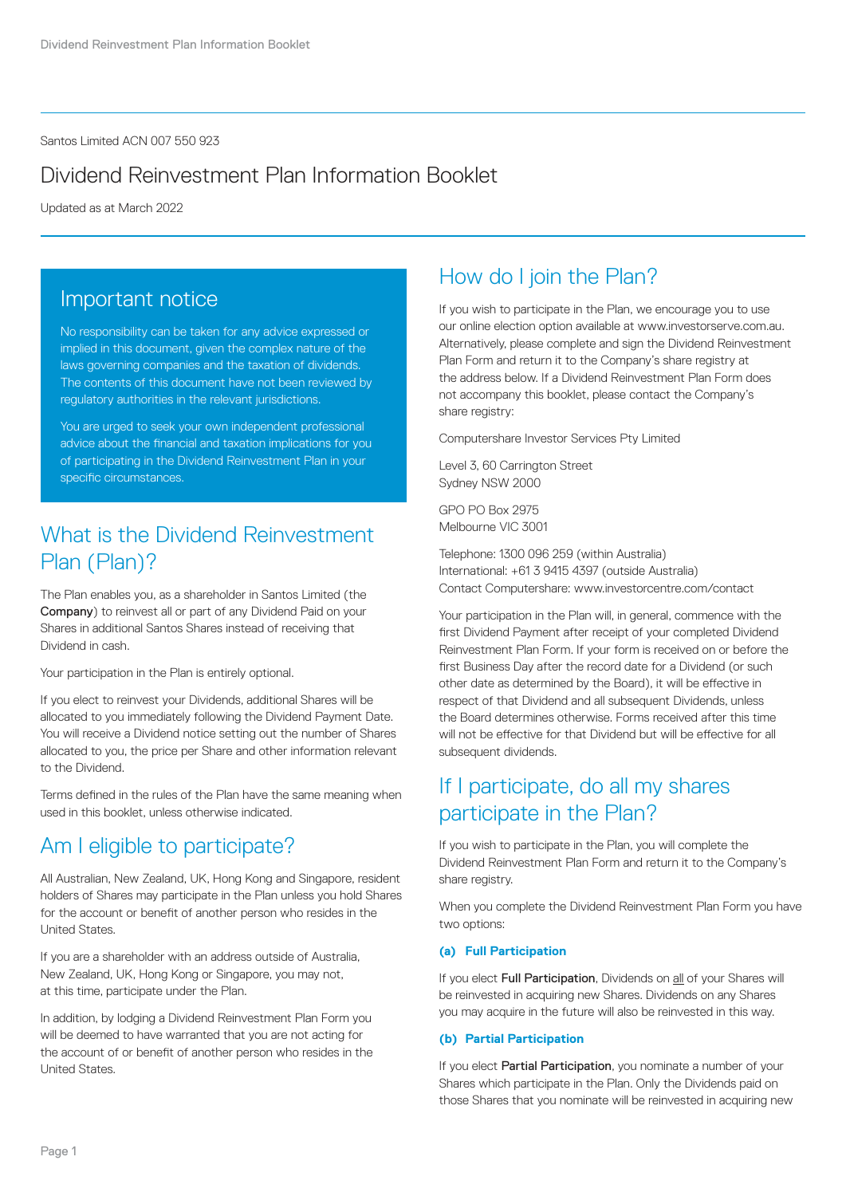Santos Limited ACN 007 550 923

# Dividend Reinvestment Plan Information Booklet

Updated as at March 2022

## Important notice

No responsibility can be taken for any advice expressed or implied in this document, given the complex nature of the laws governing companies and the taxation of dividends. The contents of this document have not been reviewed by regulatory authorities in the relevant jurisdictions.

You are urged to seek your own independent professional advice about the financial and taxation implications for you of participating in the Dividend Reinvestment Plan in your specific circumstances.

## What is the Dividend Reinvestment Plan (Plan)?

The Plan enables you, as a shareholder in Santos Limited (the **Company**) to reinvest all or part of any Dividend Paid on your Shares in additional Santos Shares instead of receiving that Dividend in cash.

Your participation in the Plan is entirely optional.

If you elect to reinvest your Dividends, additional Shares will be allocated to you immediately following the Dividend Payment Date. You will receive a Dividend notice setting out the number of Shares allocated to you, the price per Share and other information relevant to the Dividend.

Terms defined in the rules of the Plan have the same meaning when used in this booklet, unless otherwise indicated.

## Am I eligible to participate?

All Australian, New Zealand, UK, Hong Kong and Singapore, resident holders of Shares may participate in the Plan unless you hold Shares for the account or benefit of another person who resides in the United States.

If you are a shareholder with an address outside of Australia, New Zealand, UK, Hong Kong or Singapore, you may not, at this time, participate under the Plan.

In addition, by lodging a Dividend Reinvestment Plan Form you will be deemed to have warranted that you are not acting for the account of or benefit of another person who resides in the United States.

## How do I join the Plan?

If you wish to participate in the Plan, we encourage you to use our online election option available at www.investorserve.com.au. Alternatively, please complete and sign the Dividend Reinvestment Plan Form and return it to the Company's share registry at the address below. If a Dividend Reinvestment Plan Form does not accompany this booklet, please contact the Company's share registry:

Computershare Investor Services Pty Limited

Level 3, 60 Carrington Street
Sydney NSW 2000

GPO PO Box 2975
Melbourne VIC 3001

Telephone: 1300 096 259 (within Australia)
International: +61 3 9415 4397 (outside Australia)
Contact Computershare: www.investorcentre.com/contact

Your participation in the Plan will, in general, commence with the first Dividend Payment after receipt of your completed Dividend Reinvestment Plan Form. If your form is received on or before the first Business Day after the record date for a Dividend (or such other date as determined by the Board), it will be effective in respect of that Dividend and all subsequent Dividends, unless the Board determines otherwise. Forms received after this time will not be effective for that Dividend but will be effective for all subsequent dividends.

## If I participate, do all my shares participate in the Plan?

If you wish to participate in the Plan, you will complete the Dividend Reinvestment Plan Form and return it to the Company's share registry.

When you complete the Dividend Reinvestment Plan Form you have two options:

### (a) Full Participation

If you elect **Full Participation**, Dividends on all of your Shares will be reinvested in acquiring new Shares. Dividends on any Shares you may acquire in the future will also be reinvested in this way.

### (b) Partial Participation

If you elect **Partial Participation**, you nominate a number of your Shares which participate in the Plan. Only the Dividends paid on those Shares that you nominate will be reinvested in acquiring new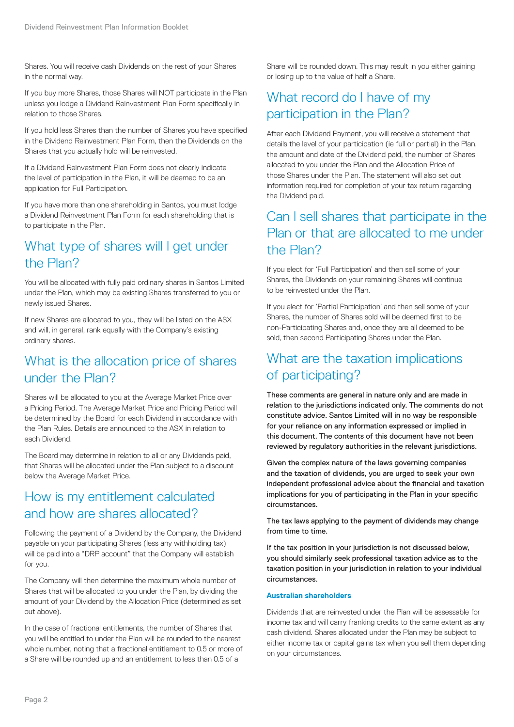Shares. You will receive cash Dividends on the rest of your Shares in the normal way.

If you buy more Shares, those Shares will NOT participate in the Plan unless you lodge a Dividend Reinvestment Plan Form specifically in relation to those Shares.

If you hold less Shares than the number of Shares you have specified in the Dividend Reinvestment Plan Form, then the Dividends on the Shares that you actually hold will be reinvested.

If a Dividend Reinvestment Plan Form does not clearly indicate the level of participation in the Plan, it will be deemed to be an application for Full Participation.

If you have more than one shareholding in Santos, you must lodge a Dividend Reinvestment Plan Form for each shareholding that is to participate in the Plan.

## What type of shares will I get under the Plan?

You will be allocated with fully paid ordinary shares in Santos Limited under the Plan, which may be existing Shares transferred to you or newly issued Shares.

If new Shares are allocated to you, they will be listed on the ASX and will, in general, rank equally with the Company's existing ordinary shares.

## What is the allocation price of shares under the Plan?

Shares will be allocated to you at the Average Market Price over a Pricing Period. The Average Market Price and Pricing Period will be determined by the Board for each Dividend in accordance with the Plan Rules. Details are announced to the ASX in relation to each Dividend.

The Board may determine in relation to all or any Dividends paid, that Shares will be allocated under the Plan subject to a discount below the Average Market Price.

## How is my entitlement calculated and how are shares allocated?

Following the payment of a Dividend by the Company, the Dividend payable on your participating Shares (less any withholding tax) will be paid into a "DRP account" that the Company will establish for you.

The Company will then determine the maximum whole number of Shares that will be allocated to you under the Plan, by dividing the amount of your Dividend by the Allocation Price (determined as set out above).

In the case of fractional entitlements, the number of Shares that you will be entitled to under the Plan will be rounded to the nearest whole number, noting that a fractional entitlement to 0.5 or more of a Share will be rounded up and an entitlement to less than 0.5 of a Share will be rounded down. This may result in you either gaining or losing up to the value of half a Share.

## What record do I have of my participation in the Plan?

After each Dividend Payment, you will receive a statement that details the level of your participation (ie full or partial) in the Plan, the amount and date of the Dividend paid, the number of Shares allocated to you under the Plan and the Allocation Price of those Shares under the Plan. The statement will also set out information required for completion of your tax return regarding the Dividend paid.

## Can I sell shares that participate in the Plan or that are allocated to me under the Plan?

If you elect for 'Full Participation' and then sell some of your Shares, the Dividends on your remaining Shares will continue to be reinvested under the Plan.

If you elect for 'Partial Participation' and then sell some of your Shares, the number of Shares sold will be deemed first to be non-Participating Shares and, once they are all deemed to be sold, then second Participating Shares under the Plan.

## What are the taxation implications of participating?

These comments are general in nature only and are made in relation to the jurisdictions indicated only. The comments do not constitute advice. Santos Limited will in no way be responsible for your reliance on any information expressed or implied in this document. The contents of this document have not been reviewed by regulatory authorities in the relevant jurisdictions.

Given the complex nature of the laws governing companies and the taxation of dividends, you are urged to seek your own independent professional advice about the financial and taxation implications for you of participating in the Plan in your specific circumstances.

The tax laws applying to the payment of dividends may change from time to time.

If the tax position in your jurisdiction is not discussed below, you should similarly seek professional taxation advice as to the taxation position in your jurisdiction in relation to your individual circumstances.

### Australian shareholders

Dividends that are reinvested under the Plan will be assessable for income tax and will carry franking credits to the same extent as any cash dividend. Shares allocated under the Plan may be subject to either income tax or capital gains tax when you sell them depending on your circumstances.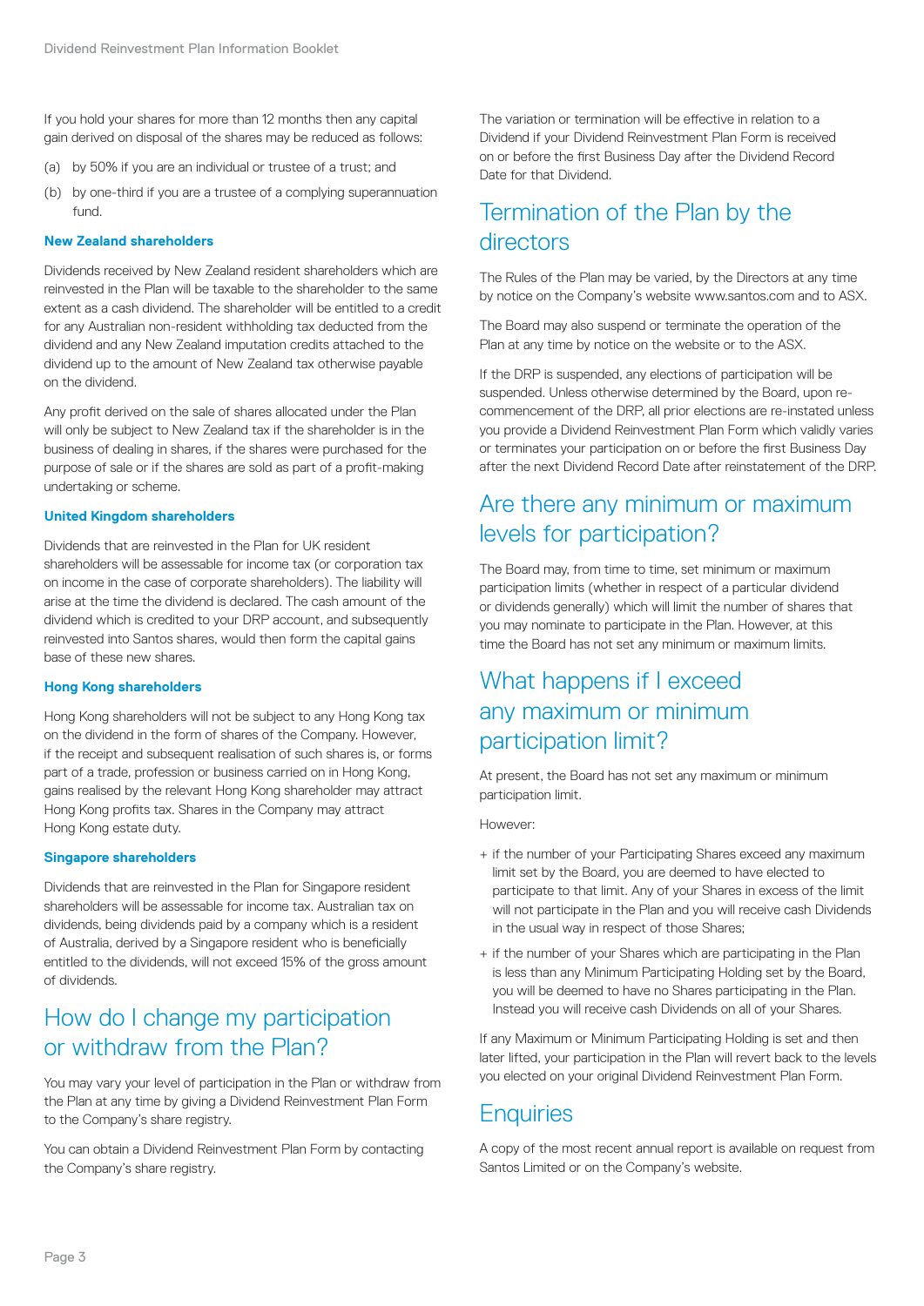If you hold your shares for more than 12 months then any capital gain derived on disposal of the shares may be reduced as follows:

(a) by 50% if you are an individual or trustee of a trust; and

(b) by one-third if you are a trustee of a complying superannuation fund.

### New Zealand shareholders

Dividends received by New Zealand resident shareholders which are reinvested in the Plan will be taxable to the shareholder to the same extent as a cash dividend. The shareholder will be entitled to a credit for any Australian non-resident withholding tax deducted from the dividend and any New Zealand imputation credits attached to the dividend up to the amount of New Zealand tax otherwise payable on the dividend.

Any profit derived on the sale of shares allocated under the Plan will only be subject to New Zealand tax if the shareholder is in the business of dealing in shares, if the shares were purchased for the purpose of sale or if the shares are sold as part of a profit-making undertaking or scheme.

### United Kingdom shareholders

Dividends that are reinvested in the Plan for UK resident shareholders will be assessable for income tax (or corporation tax on income in the case of corporate shareholders). The liability will arise at the time the dividend is declared. The cash amount of the dividend which is credited to your DRP account, and subsequently reinvested into Santos shares, would then form the capital gains base of these new shares.

### Hong Kong shareholders

Hong Kong shareholders will not be subject to any Hong Kong tax on the dividend in the form of shares of the Company. However, if the receipt and subsequent realisation of such shares is, or forms part of a trade, profession or business carried on in Hong Kong, gains realised by the relevant Hong Kong shareholder may attract Hong Kong profits tax. Shares in the Company may attract Hong Kong estate duty.

### Singapore shareholders

Dividends that are reinvested in the Plan for Singapore resident shareholders will be assessable for income tax. Australian tax on dividends, being dividends paid by a company which is a resident of Australia, derived by a Singapore resident who is beneficially entitled to the dividends, will not exceed 15% of the gross amount of dividends.

## How do I change my participation or withdraw from the Plan?

You may vary your level of participation in the Plan or withdraw from the Plan at any time by giving a Dividend Reinvestment Plan Form to the Company's share registry.

You can obtain a Dividend Reinvestment Plan Form by contacting the Company's share registry.

The variation or termination will be effective in relation to a Dividend if your Dividend Reinvestment Plan Form is received on or before the first Business Day after the Dividend Record Date for that Dividend.

## Termination of the Plan by the directors

The Rules of the Plan may be varied, by the Directors at any time by notice on the Company's website www.santos.com and to ASX.

The Board may also suspend or terminate the operation of the Plan at any time by notice on the website or to the ASX.

If the DRP is suspended, any elections of participation will be suspended. Unless otherwise determined by the Board, upon re-commencement of the DRP, all prior elections are re-instated unless you provide a Dividend Reinvestment Plan Form which validly varies or terminates your participation on or before the first Business Day after the next Dividend Record Date after reinstatement of the DRP.

## Are there any minimum or maximum levels for participation?

The Board may, from time to time, set minimum or maximum participation limits (whether in respect of a particular dividend or dividends generally) which will limit the number of shares that you may nominate to participate in the Plan. However, at this time the Board has not set any minimum or maximum limits.

## What happens if I exceed any maximum or minimum participation limit?

At present, the Board has not set any maximum or minimum participation limit.

However:

+ if the number of your Participating Shares exceed any maximum limit set by the Board, you are deemed to have elected to participate to that limit. Any of your Shares in excess of the limit will not participate in the Plan and you will receive cash Dividends in the usual way in respect of those Shares;
+ if the number of your Shares which are participating in the Plan is less than any Minimum Participating Holding set by the Board, you will be deemed to have no Shares participating in the Plan. Instead you will receive cash Dividends on all of your Shares.

If any Maximum or Minimum Participating Holding is set and then later lifted, your participation in the Plan will revert back to the levels you elected on your original Dividend Reinvestment Plan Form.

## Enquiries

A copy of the most recent annual report is available on request from Santos Limited or on the Company's website.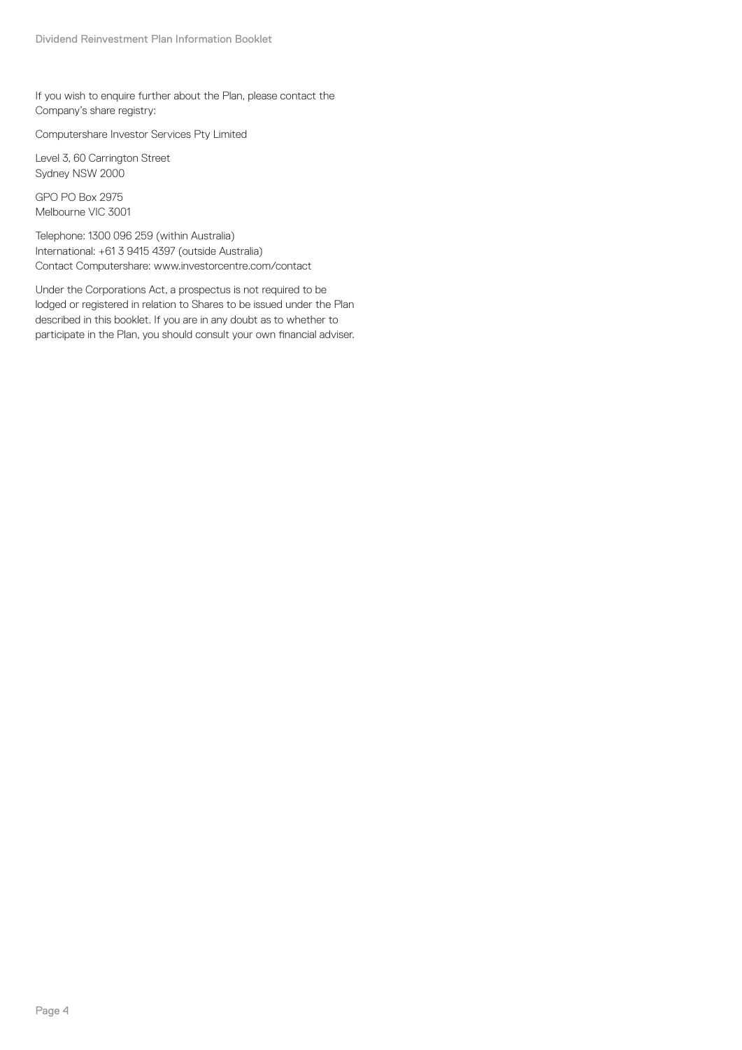If you wish to enquire further about the Plan, please contact the Company's share registry:

Computershare Investor Services Pty Limited

Level 3, 60 Carrington Street
Sydney NSW 2000

GPO PO Box 2975
Melbourne VIC 3001

Telephone: 1300 096 259 (within Australia)
International: +61 3 9415 4397 (outside Australia)
Contact Computershare: www.investorcentre.com/contact

Under the Corporations Act, a prospectus is not required to be lodged or registered in relation to Shares to be issued under the Plan described in this booklet. If you are in any doubt as to whether to participate in the Plan, you should consult your own financial adviser.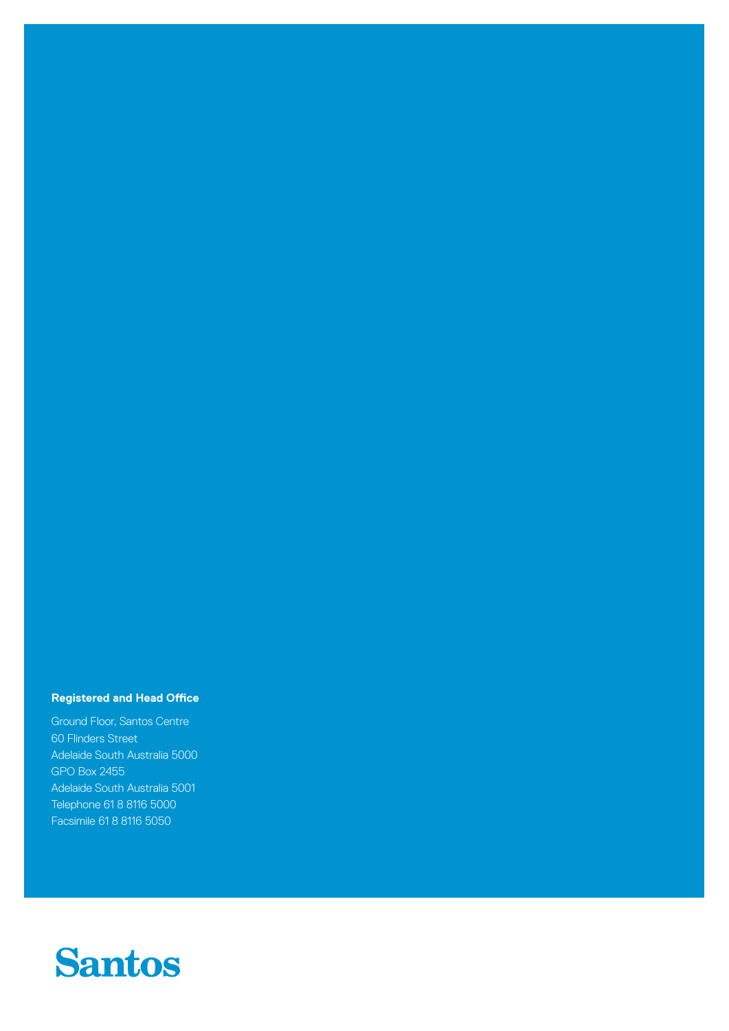**Registered and Head Office**

Ground Floor, Santos Centre
60 Flinders Street
Adelaide South Australia 5000
GPO Box 2455
Adelaide South Australia 5001
Telephone 61 8 8116 5000
Facsimile 61 8 8116 5050

**Santos**